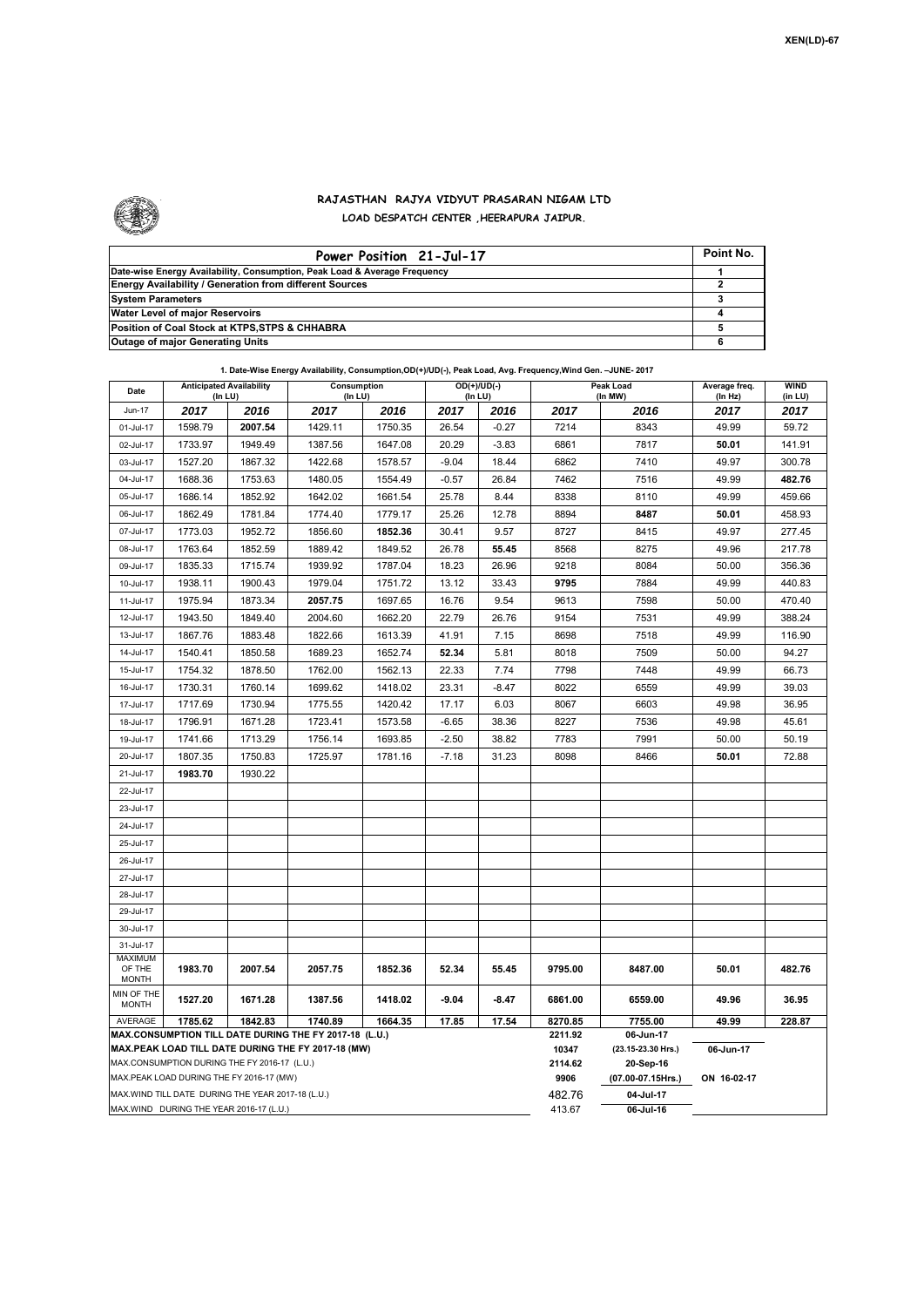XEN(LD)-67

# RAJASTHAN RAJYA VIDYUT PRASARAN NIGAM LTD

## LOAD DESPATCH CENTER ,HEERAPURA JAIPUR.

| Power Position 21-Jul-17 | Point No. |
|---|---|
| Date-wise Energy Availability, Consumption, Peak Load & Average Frequency | 1 |
| Energy Availability / Generation from different Sources | 2 |
| System Parameters | 3 |
| Water Level of major Reservoirs | 4 |
| Position of Coal Stock at KTPS,STPS & CHHABRA | 5 |
| Outage of major Generating Units | 6 |

**1. Date-Wise Energy Availability, Consumption,OD(+)/UD(-), Peak Load, Avg. Frequency,Wind Gen. –JUNE- 2017**

| Date | Anticipated Availability (In LU) | | Consumption (In LU) | | OD(+)/UD(-) (In LU) | | Peak Load (In MW) | | Average freq. (In Hz) | WIND (in LU) |
|---|---|---|---|---|---|---|---|---|---|---|
| Jun-17 | 2017 | 2016 | 2017 | 2016 | 2017 | 2016 | 2017 | 2016 | 2017 | 2017 |
| 01-Jul-17 | 1598.79 | **2007.54** | 1429.11 | 1750.35 | 26.54 | -0.27 | 7214 | 8343 | 49.99 | 59.72 |
| 02-Jul-17 | 1733.97 | 1949.49 | 1387.56 | 1647.08 | 20.29 | -3.83 | 6861 | 7817 | **50.01** | 141.91 |
| 03-Jul-17 | 1527.20 | 1867.32 | 1422.68 | 1578.57 | -9.04 | 18.44 | 6862 | 7410 | 49.97 | 300.78 |
| 04-Jul-17 | 1688.36 | 1753.63 | 1480.05 | 1554.49 | -0.57 | 26.84 | 7462 | 7516 | 49.99 | **482.76** |
| 05-Jul-17 | 1686.14 | 1852.92 | 1642.02 | 1661.54 | 25.78 | 8.44 | 8338 | 8110 | 49.99 | 459.66 |
| 06-Jul-17 | 1862.49 | 1781.84 | 1774.40 | 1779.17 | 25.26 | 12.78 | 8894 | **8487** | **50.01** | 458.93 |
| 07-Jul-17 | 1773.03 | 1952.72 | 1856.60 | **1852.36** | 30.41 | 9.57 | 8727 | 8415 | 49.97 | 277.45 |
| 08-Jul-17 | 1763.64 | 1852.59 | 1889.42 | 1849.52 | 26.78 | **55.45** | 8568 | 8275 | 49.96 | 217.78 |
| 09-Jul-17 | 1835.33 | 1715.74 | 1939.92 | 1787.04 | 18.23 | 26.96 | 9218 | 8084 | 50.00 | 356.36 |
| 10-Jul-17 | 1938.11 | 1900.43 | 1979.04 | 1751.72 | 13.12 | 33.43 | **9795** | 7884 | 49.99 | 440.83 |
| 11-Jul-17 | 1975.94 | 1873.34 | **2057.75** | 1697.65 | 16.76 | 9.54 | 9613 | 7598 | 50.00 | 470.40 |
| 12-Jul-17 | 1943.50 | 1849.40 | 2004.60 | 1662.20 | 22.79 | 26.76 | 9154 | 7531 | 49.99 | 388.24 |
| 13-Jul-17 | 1867.76 | 1883.48 | 1822.66 | 1613.39 | 41.91 | 7.15 | 8698 | 7518 | 49.99 | 116.90 |
| 14-Jul-17 | 1540.41 | 1850.58 | 1689.23 | 1652.74 | **52.34** | 5.81 | 8018 | 7509 | 50.00 | 94.27 |
| 15-Jul-17 | 1754.32 | 1878.50 | 1762.00 | 1562.13 | 22.33 | 7.74 | 7798 | 7448 | 49.99 | 66.73 |
| 16-Jul-17 | 1730.31 | 1760.14 | 1699.62 | 1418.02 | 23.31 | -8.47 | 8022 | 6559 | 49.99 | 39.03 |
| 17-Jul-17 | 1717.69 | 1730.94 | 1775.55 | 1420.42 | 17.17 | 6.03 | 8067 | 6603 | 49.98 | 36.95 |
| 18-Jul-17 | 1796.91 | 1671.28 | 1723.41 | 1573.58 | -6.65 | 38.36 | 8227 | 7536 | 49.98 | 45.61 |
| 19-Jul-17 | 1741.66 | 1713.29 | 1756.14 | 1693.85 | -2.50 | 38.82 | 7783 | 7991 | 50.00 | 50.19 |
| 20-Jul-17 | 1807.35 | 1750.83 | 1725.97 | 1781.16 | -7.18 | 31.23 | 8098 | 8466 | **50.01** | 72.88 |
| 21-Jul-17 | **1983.70** | 1930.22 | | | | | | | | |
| 22-Jul-17 | | | | | | | | | | |
| 23-Jul-17 | | | | | | | | | | |
| 24-Jul-17 | | | | | | | | | | |
| 25-Jul-17 | | | | | | | | | | |
| 26-Jul-17 | | | | | | | | | | |
| 27-Jul-17 | | | | | | | | | | |
| 28-Jul-17 | | | | | | | | | | |
| 29-Jul-17 | | | | | | | | | | |
| 30-Jul-17 | | | | | | | | | | |
| 31-Jul-17 | | | | | | | | | | |
| MAXIMUM OF THE MONTH | **1983.70** | **2007.54** | **2057.75** | **1852.36** | **52.34** | **55.45** | **9795.00** | **8487.00** | **50.01** | **482.76** |
| MIN OF THE MONTH | **1527.20** | **1671.28** | **1387.56** | **1418.02** | **-9.04** | **-8.47** | **6861.00** | **6559.00** | **49.96** | **36.95** |
| AVERAGE | **1785.62** | **1842.83** | **1740.89** | **1664.35** | **17.85** | **17.54** | **8270.85** | **7755.00** | **49.99** | **228.87** |
| MAX.CONSUMPTION TILL DATE DURING THE FY 2017-18 (L.U.) | | | | | | | 2211.92 | 06-Jun-17 | | |
| MAX.PEAK LOAD TILL DATE DURING THE FY 2017-18 (MW) | | | | | | | 10347 | (23.15-23.30 Hrs.) | 06-Jun-17 | |
| MAX.CONSUMPTION DURING THE FY 2016-17 (L.U.) | | | | | | | 2114.62 | 20-Sep-16 | | |
| MAX.PEAK LOAD DURING THE FY 2016-17 (MW) | | | | | | | 9906 | (07.00-07.15Hrs.) | ON 16-02-17 | |
| MAX.WIND TILL DATE DURING THE YEAR 2017-18 (L.U.) | | | | | | | 482.76 | 04-Jul-17 | | |
| MAX.WIND DURING THE YEAR 2016-17 (L.U.) | | | | | | | 413.67 | 06-Jul-16 | | |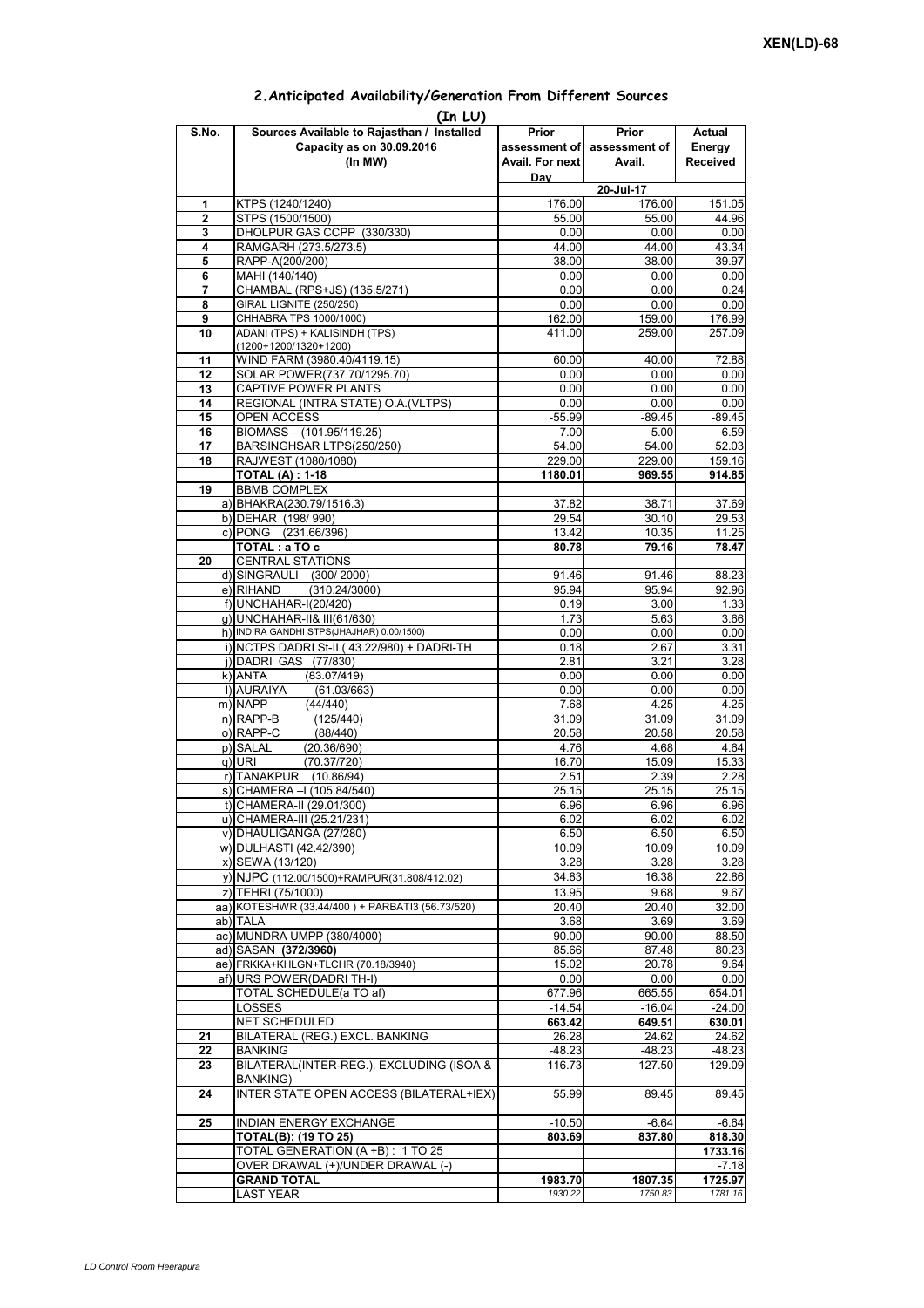XEN(LD)-68

## 2.Anticipated Availability/Generation From Different Sources

(In LU)

| S.No. | Sources Available to Rajasthan / Installed Capacity as on 30.09.2016 (In MW) | Prior assessment of Avail. For next Day | Prior assessment of Avail. | Actual Energy Received |
|---|---|---|---|---|
| | | | 20-Jul-17 | |
| 1 | KTPS (1240/1240) | 176.00 | 176.00 | 151.05 |
| 2 | STPS (1500/1500) | 55.00 | 55.00 | 44.96 |
| 3 | DHOLPUR GAS CCPP (330/330) | 0.00 | 0.00 | 0.00 |
| 4 | RAMGARH (273.5/273.5) | 44.00 | 44.00 | 43.34 |
| 5 | RAPP-A(200/200) | 38.00 | 38.00 | 39.97 |
| 6 | MAHI (140/140) | 0.00 | 0.00 | 0.00 |
| 7 | CHAMBAL (RPS+JS) (135.5/271) | 0.00 | 0.00 | 0.24 |
| 8 | GIRAL LIGNITE (250/250) | 0.00 | 0.00 | 0.00 |
| 9 | CHHABRA TPS 1000/1000) | 162.00 | 159.00 | 176.99 |
| 10 | ADANI (TPS) + KALISINDH (TPS) (1200+1200/1320+1200) | 411.00 | 259.00 | 257.09 |
| 11 | WIND FARM (3980.40/4119.15) | 60.00 | 40.00 | 72.88 |
| 12 | SOLAR POWER(737.70/1295.70) | 0.00 | 0.00 | 0.00 |
| 13 | CAPTIVE POWER PLANTS | 0.00 | 0.00 | 0.00 |
| 14 | REGIONAL (INTRA STATE) O.A.(VLTPS) | 0.00 | 0.00 | 0.00 |
| 15 | OPEN ACCESS | -55.99 | -89.45 | -89.45 |
| 16 | BIOMASS – (101.95/119.25) | 7.00 | 5.00 | 6.59 |
| 17 | BARSINGHSAR LTPS(250/250) | 54.00 | 54.00 | 52.03 |
| 18 | RAJWEST (1080/1080) | 229.00 | 229.00 | 159.16 |
| | **TOTAL (A) : 1-18** | **1180.01** | **969.55** | **914.85** |
| 19 | BBMB COMPLEX | | | |
| | a) BHAKRA(230.79/1516.3) | 37.82 | 38.71 | 37.69 |
| | b) DEHAR (198/ 990) | 29.54 | 30.10 | 29.53 |
| | c) PONG (231.66/396) | 13.42 | 10.35 | 11.25 |
| | **TOTAL : a TO c** | **80.78** | **79.16** | **78.47** |
| 20 | CENTRAL STATIONS | | | |
| | d) SINGRAULI (300/ 2000) | 91.46 | 91.46 | 88.23 |
| | e) RIHAND (310.24/3000) | 95.94 | 95.94 | 92.96 |
| | f) UNCHAHAR-I(20/420) | 0.19 | 3.00 | 1.33 |
| | g) UNCHAHAR-II& III(61/630) | 1.73 | 5.63 | 3.66 |
| | h) INDIRA GANDHI STPS(JHAJHAR) 0.00/1500) | 0.00 | 0.00 | 0.00 |
| | i) NCTPS DADRI St-II ( 43.22/980) + DADRI-TH | 0.18 | 2.67 | 3.31 |
| | j) DADRI GAS (77/830) | 2.81 | 3.21 | 3.28 |
| | k) ANTA (83.07/419) | 0.00 | 0.00 | 0.00 |
| | l) AURAIYA (61.03/663) | 0.00 | 0.00 | 0.00 |
| | m) NAPP (44/440) | 7.68 | 4.25 | 4.25 |
| | n) RAPP-B (125/440) | 31.09 | 31.09 | 31.09 |
| | o) RAPP-C (88/440) | 20.58 | 20.58 | 20.58 |
| | p) SALAL (20.36/690) | 4.76 | 4.68 | 4.64 |
| | q) URI (70.37/720) | 16.70 | 15.09 | 15.33 |
| | r) TANAKPUR (10.86/94) | 2.51 | 2.39 | 2.28 |
| | s) CHAMERA –I (105.84/540) | 25.15 | 25.15 | 25.15 |
| | t) CHAMERA-II (29.01/300) | 6.96 | 6.96 | 6.96 |
| | u) CHAMERA-III (25.21/231) | 6.02 | 6.02 | 6.02 |
| | v) DHAULIGANGA (27/280) | 6.50 | 6.50 | 6.50 |
| | w) DULHASTI (42.42/390) | 10.09 | 10.09 | 10.09 |
| | x) SEWA (13/120) | 3.28 | 3.28 | 3.28 |
| | y) NJPC (112.00/1500)+RAMPUR(31.808/412.02) | 34.83 | 16.38 | 22.86 |
| | z) TEHRI (75/1000) | 13.95 | 9.68 | 9.67 |
| | aa) KOTESHWR (33.44/400 ) + PARBATI3 (56.73/520) | 20.40 | 20.40 | 32.00 |
| | ab) TALA | 3.68 | 3.69 | 3.69 |
| | ac) MUNDRA UMPP (380/4000) | 90.00 | 90.00 | 88.50 |
| | ad) SASAN **(372/3960)** | 85.66 | 87.48 | 80.23 |
| | ae) FRKKA+KHLGN+TLCHR (70.18/3940) | 15.02 | 20.78 | 9.64 |
| | af) URS POWER(DADRI TH-I) | 0.00 | 0.00 | 0.00 |
| | TOTAL SCHEDULE(a TO af) | 677.96 | 665.55 | 654.01 |
| | LOSSES | -14.54 | -16.04 | -24.00 |
| | NET SCHEDULED | **663.42** | **649.51** | **630.01** |
| 21 | BILATERAL (REG.) EXCL. BANKING | 26.28 | 24.62 | 24.62 |
| 22 | BANKING | -48.23 | -48.23 | -48.23 |
| 23 | BILATERAL(INTER-REG.). EXCLUDING (ISOA & BANKING) | 116.73 | 127.50 | 129.09 |
| 24 | INTER STATE OPEN ACCESS (BILATERAL+IEX) | 55.99 | 89.45 | 89.45 |
| 25 | INDIAN ENERGY EXCHANGE | -10.50 | -6.64 | -6.64 |
| | **TOTAL(B): (19 TO 25)** | **803.69** | **837.80** | **818.30** |
| | TOTAL GENERATION (A +B) : 1 TO 25 | | | **1733.16** |
| | OVER DRAWAL (+)/UNDER DRAWAL (-) | | | -7.18 |
| | **GRAND TOTAL** | **1983.70** | **1807.35** | **1725.97** |
| | LAST YEAR | *1930.22* | *1750.83* | *1781.16* |

*LD Control Room Heerapura*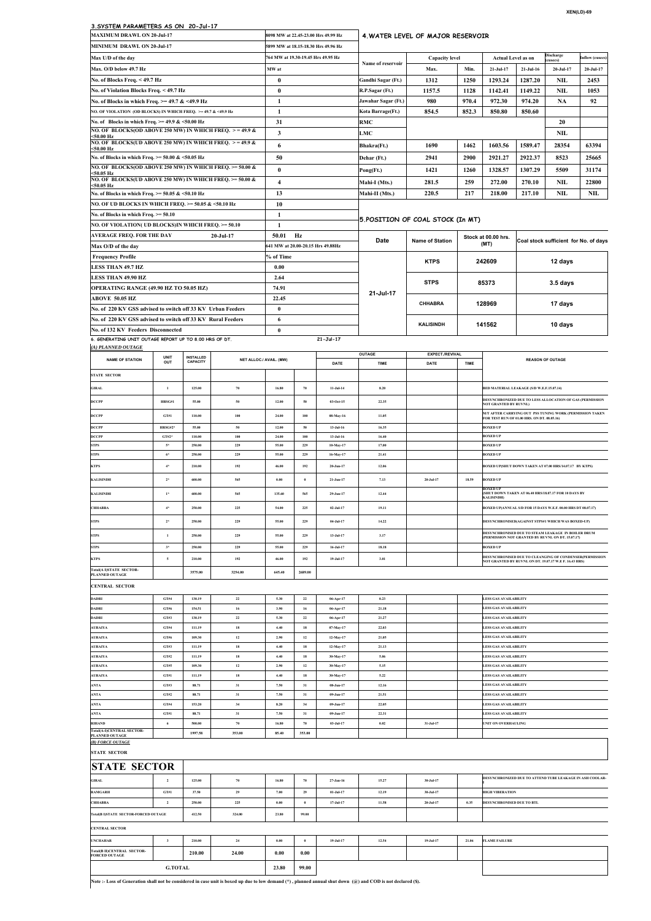XEN(LD)-69

## 3.SYSTEM PARAMETERS AS ON 20-Jul-17

| | |
|---|---|
| MAXIMUM DRAWL ON 20-Jul-17 | 8098 MW at 22.45-23.00 Hrs 49.99 Hz |
| MINIMUM DRAWL ON 20-Jul-17 | 5899 MW at 18.15-18.30 Hrs 49.96 Hz |
| Max U/D of the day | 764 MW at 19.30-19.45 Hrs 49.95 Hz |
| Max. O/D below 49.7 Hz | MW at |
| No. of Blocks Freq. < 49.7 Hz | 0 |
| No. of Violation Blocks Freq. < 49.7 Hz | 0 |
| No. of Blocks in which Freq. >= 49.7 & <49.9 Hz | 1 |
| NO. OF VIOLATION (OD BLOCKS) IN WHICH FREQ. >= 49.7 & <49.9 Hz | 1 |
| No. of Blocks in which Freq. >= 49.9 & <50.00 Hz | 31 |
| NO. OF BLOCKS(OD ABOVE 250 MW) IN WHICH FREQ. > = 49.9 & <50.00 Hz | 3 |
| NO. OF BLOCKS(UD ABOVE 250 MW) IN WHICH FREQ. > = 49.9 & <50.00 Hz | 6 |
| No. of Blocks in which Freq. >= 50.00 & <50.05 Hz | 50 |
| NO. OF BLOCKS(OD ABOVE 250 MW) IN WHICH FREQ. >= 50.00 & <50.05 Hz | 0 |
| NO. OF BLOCKS(UD ABOVE 250 MW) IN WHICH FREQ. >= 50.00 & <50.05 Hz | 4 |
| No. of Blocks in which Freq. >= 50.05 & <50.10 Hz | 13 |
| NO. OF UD BLOCKS IN WHICH FREQ. >= 50.05 & <50.10 Hz | 10 |
| No. of Blocks in which Freq. >= 50.10 | 1 |
| NO. OF VIOLATION( UD BLOCKS)IN WHICH FREQ. >= 50.10 | 1 |
| AVERAGE FREQ. FOR THE DAY 20-Jul-17 | 50.01 Hz |
| Max O/D of the day | 641 MW at 20.00-20.15 Hrs 49.88Hz |
| Frequency Profile | % of Time |
| LESS THAN 49.7 HZ | 0.00 |
| LESS THAN 49.90 HZ | 2.64 |
| OPERATING RANGE (49.90 HZ TO 50.05 HZ) | 74.91 |
| ABOVE 50.05 HZ | 22.45 |
| No. of 220 KV GSS advised to switch off 33 KV Urban Feeders | 0 |
| No. of 220 KV GSS advised to switch off 33 KV Rural Feeders | 6 |
| No. of 132 KV Feeders Disconnected | 0 |

## 4.WATER LEVEL OF MAJOR RESERVOIR

| Name of reservoir | Capacity level | | Actual Level as on | | Discharge (cusecs) | Inflow (cusecs) |
|---|---|---|---|---|---|---|
| | Max. | Min. | 21-Jul-17 | 21-Jul-16 | 20-Jul-17 | 20-Jul-17 |
| Gandhi Sagar (Ft.) | 1312 | 1250 | 1293.24 | 1287.20 | NIL | 2453 |
| R.P.Sagar (Ft.) | 1157.5 | 1128 | 1142.41 | 1149.22 | NIL | 1053 |
| Jawahar Sagar (Ft.) | 980 | 970.4 | 972.30 | 974.20 | NA | 92 |
| Kota Barrage(Ft.) | 854.5 | 852.3 | 850.80 | 850.60 | | |
| RMC | | | | | 20 | |
| LMC | | | | | NIL | |
| Bhakra(Ft.) | 1690 | 1462 | 1603.56 | 1589.47 | 28354 | 63394 |
| Dehar (Ft.) | 2941 | 2900 | 2921.27 | 2922.37 | 8523 | 25665 |
| Pong(Ft.) | 1421 | 1260 | 1328.57 | 1307.29 | 5509 | 31174 |
| Mahi-I (Mts.) | 281.5 | 259 | 272.00 | 270.10 | NIL | 22800 |
| Mahi-II (Mts.) | 220.5 | 217 | 218.00 | 217.10 | NIL | NIL |

## 5.POSITION OF COAL STOCK (In MT)

| Date | Name of Station | Stock at 00.00 hrs. (MT) | Coal stock sufficient for No. of days |
|---|---|---|---|
| 21-Jul-17 | KTPS | 242609 | 12 days |
| | STPS | 85373 | 3.5 days |
| | CHHABRA | 128969 | 17 days |
| | KALISINDH | 141562 | 10 days |

## 6. GENERATING UNIT OUTAGE REPORT UP TO 8.00 HRS OF DT. 21-Jul-17

### (A) PLANNED OUTAGE

| NAME OF STATION | UNIT OUT | INSTALLED CAPACITY | NET ALLOC./ AVAIL. (MW) | | | OUTAGE DATE | OUTAGE TIME | EXPECT./REVIVAL DATE | EXPECT./REVIVAL TIME | REASON OF OUTAGE |
|---|---|---|---|---|---|---|---|---|---|---|
| **STATE SECTOR** | | | | | | | | | | |
| GIRAL | 1 | 125.00 | 70 | 16.80 | 70 | 11-Jul-14 | 8.20 | | | BED MATERIAL LEAKAGE (S/D W.E.F.15.07.14) |
| DCCPP | HRSG#1 | 55.00 | 50 | 12.00 | 50 | 03-Oct-15 | 22.35 | | | DESYNCHRONIZED DUE TO LESS ALLOCATION OF GAS (PERMISSION NOT GRANTED BY RUVNL) |
| DCCPP | GT#1 | 110.00 | 100 | 24.00 | 100 | 08-May-16 | 11.05 | | | M/T AFTER CARRYING OUT PSS TUNING WORK (PERMISSION TAKEN FOR TEST RUN OF 01.00 HRS. ON DT. 08.05.16) |
| DCCPP | HRSG#2* | 55.00 | 50 | 12.00 | 50 | 13-Jul-16 | 16.35 | | | BOXED UP |
| DCCPP | GT#2* | 110.00 | 100 | 24.00 | 100 | 13-Jul-16 | 16.40 | | | BOXED UP |
| STPS | 5* | 250.00 | 229 | 55.00 | 229 | 10-May-17 | 17.00 | | | BOXED UP |
| STPS | 6* | 250.00 | 229 | 55.00 | 229 | 16-May-17 | 21.41 | | | BOXED UP |
| KTPS | 4* | 210.00 | 192 | 46.00 | 192 | 20-Jun-17 | 12.06 | | | BOXED UP(SHUT DOWN TAKEN AT 07.00 HRS/14.07.17 BY KTPS) |
| KALISINDH | 2* | 600.00 | 565 | 0.00 | 0 | 21-Jun-17 | 7.13 | 20-Jul-17 | 18.59 | BOXED UP |
| KALISINDH | 1* | 600.00 | 565 | 135.60 | 565 | 29-Jun-17 | 12.44 | | | BOXED UP (SHUT DOWN TAKEN AT 06.40 HRS/18.07.17 FOR 10 DAYS BY KALISINDH) |
| CHHABRA | 4* | 250.00 | 225 | 54.00 | 225 | 02-Jul-17 | 19.11 | | | BOXED UP(ANNUAL S/D FOR 15 DAYS W.E.F. 00.00 HRS DT 08.07.17) |
| STPS | 2* | 250.00 | 229 | 55.00 | 229 | 04-Jul-17 | 14.22 | | | DESYNCHRONISED(AGAINST STPS#1 WHICH WAS BOXED-UP) |
| STPS | 1 | 250.00 | 229 | 55.00 | 229 | 13-Jul-17 | 3.17 | | | DESYNCHRONISED DUE TO STEAM LEAKAGE IN BOILER DRUM (PERMISSION NOT GRANTED BY RUVNL ON DT. 15.07.17) |
| STPS | 3* | 250.00 | 229 | 55.00 | 229 | 16-Jul-17 | 18.18 | | | BOXED UP |
| KTPS | 5 | 210.00 | 192 | 46.00 | 192 | 19-Jul-17 | 3.01 | | | DESYNCHRONISED DUE TO CLEANGING OF CONDENSER(PERMISSION NOT GRANTED BY RUVNL ON DT. 19.07.17 W.E.F. 16.43 HRS) |
| Total(A I)STATE SECTOR-PLANNED OUTAGE | | 3575.00 | 3254.00 | 645.40 | 2689.00 | | | | | |
| **CENTRAL SECTOR** | | | | | | | | | | |
| DADRI | GT#4 | 130.19 | 22 | 5.30 | 22 | 06-Apr-17 | 0.23 | | | LESS GAS AVAILABILITY |
| DADRI | GT#6 | 154.51 | 16 | 3.90 | 16 | 06-Apr-17 | 21.18 | | | LESS GAS AVAILABILITY |
| DADRI | GT#3 | 130.19 | 22 | 5.30 | 22 | 06-Apr-17 | 21.27 | | | LESS GAS AVAILABILITY |
| AURAIYA | GT#4 | 111.19 | 18 | 4.40 | 18 | 07-May-17 | 22.03 | | | LESS GAS AVAILABILITY |
| AURAIYA | GT#6 | 109.30 | 12 | 2.90 | 12 | 12-May-17 | 21.05 | | | LESS GAS AVAILABILITY |
| AURAIYA | GT#3 | 111.19 | 18 | 4.40 | 18 | 12-May-17 | 21.13 | | | LESS GAS AVAILABILITY |
| AURAIYA | GT#2 | 111.19 | 18 | 4.40 | 18 | 30-May-17 | 5.06 | | | LESS GAS AVAILABILITY |
| AURAIYA | GT#5 | 109.30 | 12 | 2.90 | 12 | 30-May-17 | 5.15 | | | LESS GAS AVAILABILITY |
| AURAIYA | GT#1 | 111.19 | 18 | 4.40 | 18 | 30-May-17 | 5.22 | | | LESS GAS AVAILABILITY |
| ANTA | GT#3 | 88.71 | 31 | 7.50 | 31 | 08-Jun-17 | 12.16 | | | LESS GAS AVAILABILITY |
| ANTA | GT#2 | 88.71 | 31 | 7.50 | 31 | 09-Jun-17 | 21.51 | | | LESS GAS AVAILABILITY |
| ANTA | GT#4 | 153.20 | 34 | 8.20 | 34 | 09-Jun-17 | 22.05 | | | LESS GAS AVAILABILITY |
| ANTA | GT#1 | 88.71 | 31 | 7.50 | 31 | 09-Jun-17 | 22.31 | | | LESS GAS AVAILABILITY |
| RIHAND | 6 | 500.00 | 70 | 16.80 | 70 | 03-Jul-17 | 0.02 | 31-Jul-17 | | UNIT ON OVERHAULING |
| Total(A-II)CENTRAL SECTOR-PLANNED OUTAGE | | 1997.58 | 353.00 | 85.40 | 353.00 | | | | | |

### (B) FORCE OUTAGE

| NAME OF STATION | UNIT OUT | INSTALLED CAPACITY | NET ALLOC./ AVAIL. (MW) | | | OUTAGE DATE | OUTAGE TIME | EXPECT./REVIVAL DATE | EXPECT./REVIVAL TIME | REASON OF OUTAGE |
|---|---|---|---|---|---|---|---|---|---|---|
| **STATE SECTOR** | | | | | | | | | | |
| GIRAL | 2 | 125.00 | 70 | 16.80 | 70 | 27-Jan-16 | 15.27 | 30-Jul-17 | | DESYNCHRONIZED DUE TO ATTEND TUBE LEAKAGE IN ASH COOLAR-I |
| RAMGARH | GT#1 | 37.50 | 29 | 7.00 | 29 | 01-Jul-17 | 12.19 | 30-Jul-17 | | HIGH VIBRATION |
| CHHABRA | 2 | 250.00 | 225 | 0.00 | 0 | 17-Jul-17 | 11.58 | 20-Jul-17 | 0.35 | DESYNCHRONISED DUE TO BTL |
| Total(B I)STATE SECTOR-FORCED OUTAGE | | 412.50 | 324.00 | 23.80 | 99.00 | | | | | |
| **CENTRAL SECTOR** | | | | | | | | | | |
| UNCHAHAR | 3 | 210.00 | 24 | 0.00 | 0 | 19-Jul-17 | 12.54 | 19-Jul-17 | 21.06 | FLAME FAILURE |
| Total(B II)CENTRAL SECTOR-FORCED OUTAGE | | 210.00 | 24.00 | 0.00 | 0.00 | | | | | |
| G.TOTAL | | | | 23.80 | 99.00 | | | | | |

Note :- Loss of Generation shall not be considered in case unit is boxed up due to low demand (*) , planned annual shut down (@) and COD is not declared ($).